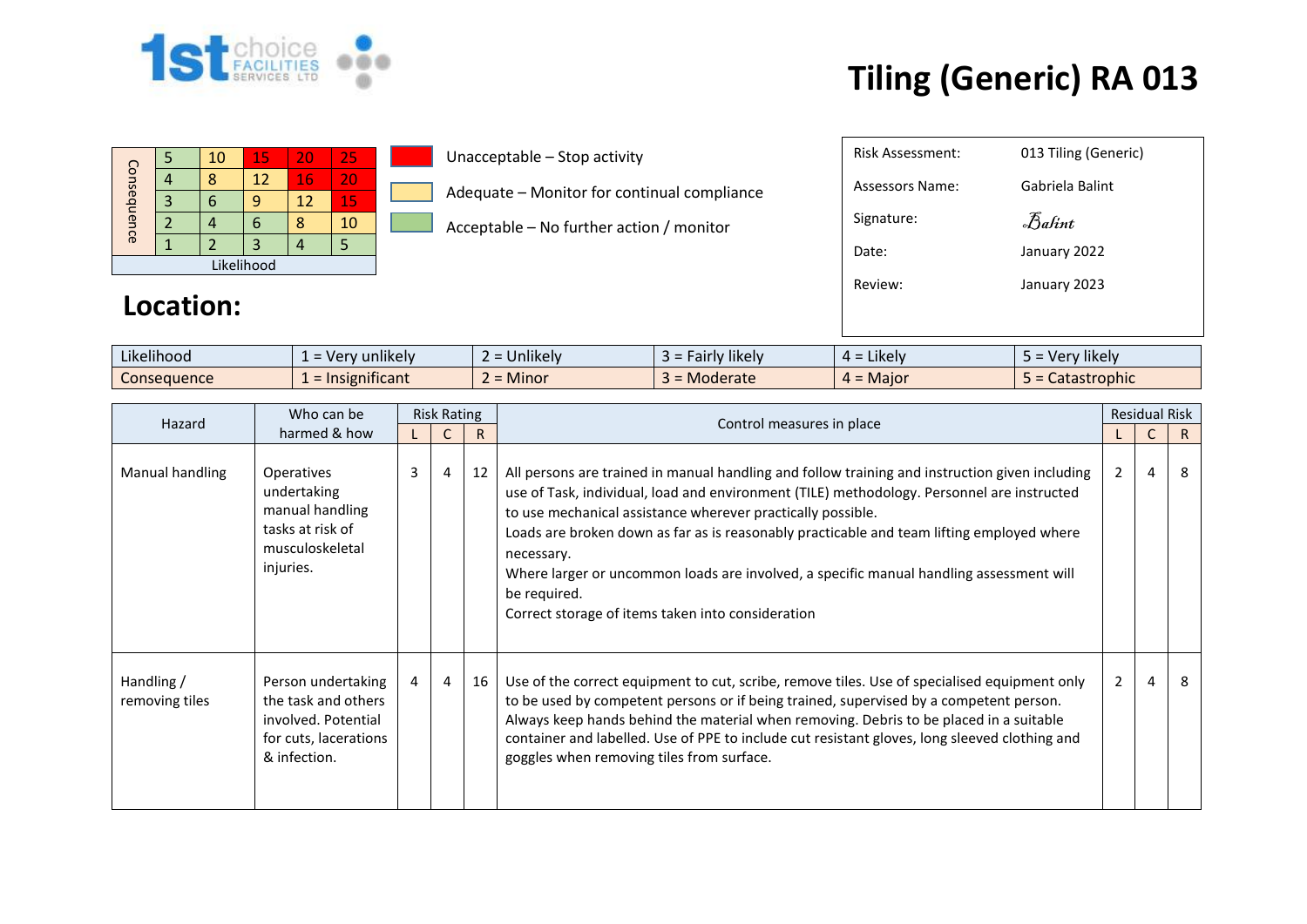# Tiling (Generic) RA 013

| Consequence | | | | | |
|---|---|---|---|---|---|
| | 5 | 10 | 15 | 20 | 25 |
| | 4 | 8 | 12 | 16 | 20 |
| | 3 | 6 | 9 | 12 | 15 |
| | 2 | 4 | 6 | 8 | 10 |
| | 1 | 2 | 3 | 4 | 5 |
| Likelihood | | | | | |

- Unacceptable – Stop activity
- Adequate – Monitor for continual compliance
- Acceptable – No further action / monitor

| | |
|---|---|
| Risk Assessment: | 013 Tiling (Generic) |
| Assessors Name: | Gabriela Balint |
| Signature: | *Balint* |
| Date: | January 2022 |
| Review: | January 2023 |

## Location:

| | | | | | |
|---|---|---|---|---|---|
| Likelihood | 1 = Very unlikely | 2 = Unlikely | 3 = Fairly likely | 4 = Likely | 5 = Very likely |
| Consequence | 1 = Insignificant | 2 = Minor | 3 = Moderate | 4 = Major | 5 = Catastrophic |

| Hazard | Who can be harmed & how | Risk Rating | | | Control measures in place | Residual Risk | | |
|---|---|---|---|---|---|---|---|---|
| | | L | C | R | | L | C | R |
| Manual handling | Operatives undertaking manual handling tasks at risk of musculoskeletal injuries. | 3 | 4 | 12 | All persons are trained in manual handling and follow training and instruction given including use of Task, individual, load and environment (TILE) methodology. Personnel are instructed to use mechanical assistance wherever practically possible.<br>Loads are broken down as far as is reasonably practicable and team lifting employed where necessary.<br>Where larger or uncommon loads are involved, a specific manual handling assessment will be required.<br>Correct storage of items taken into consideration | 2 | 4 | 8 |
| Handling / removing tiles | Person undertaking the task and others involved. Potential for cuts, lacerations & infection. | 4 | 4 | 16 | Use of the correct equipment to cut, scribe, remove tiles. Use of specialised equipment only to be used by competent persons or if being trained, supervised by a competent person. Always keep hands behind the material when removing. Debris to be placed in a suitable container and labelled. Use of PPE to include cut resistant gloves, long sleeved clothing and goggles when removing tiles from surface. | 2 | 4 | 8 |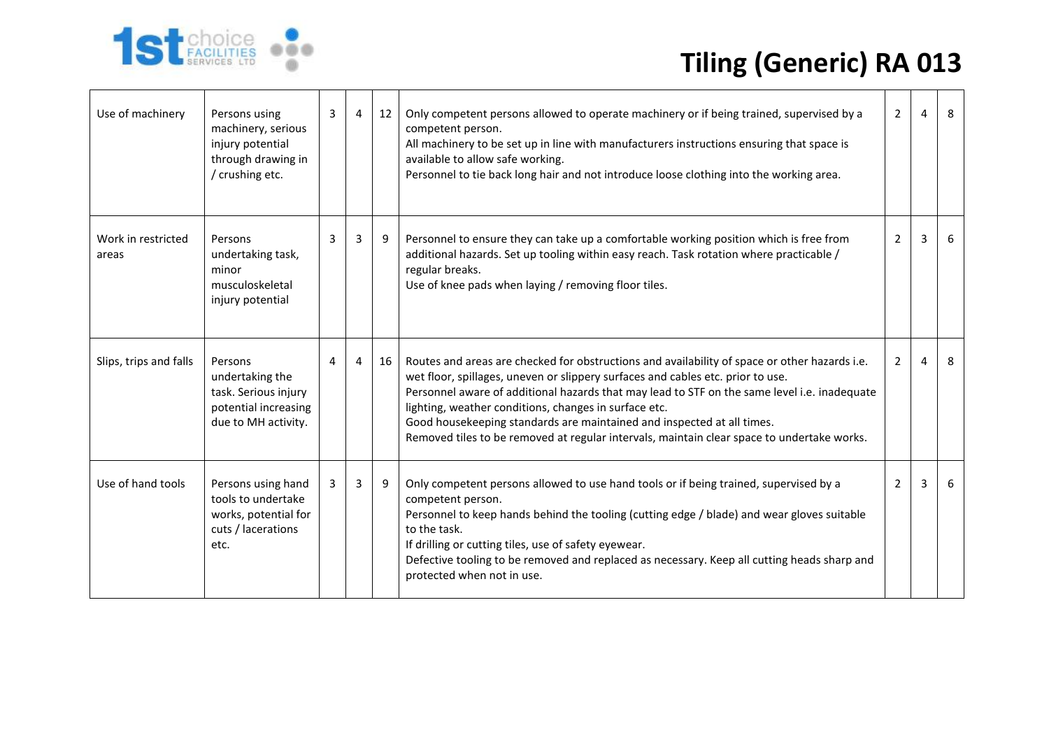# Tiling (Generic) RA 013

| | | | | | | | | |
|---|---|---|---|---|---|---|---|---|
| Use of machinery | Persons using machinery, serious injury potential through drawing in / crushing etc. | 3 | 4 | 12 | Only competent persons allowed to operate machinery or if being trained, supervised by a competent person.<br>All machinery to be set up in line with manufacturers instructions ensuring that space is available to allow safe working.<br>Personnel to tie back long hair and not introduce loose clothing into the working area. | 2 | 4 | 8 |
| Work in restricted areas | Persons undertaking task, minor musculoskeletal injury potential | 3 | 3 | 9 | Personnel to ensure they can take up a comfortable working position which is free from additional hazards. Set up tooling within easy reach. Task rotation where practicable / regular breaks.<br>Use of knee pads when laying / removing floor tiles. | 2 | 3 | 6 |
| Slips, trips and falls | Persons undertaking the task. Serious injury potential increasing due to MH activity. | 4 | 4 | 16 | Routes and areas are checked for obstructions and availability of space or other hazards i.e. wet floor, spillages, uneven or slippery surfaces and cables etc. prior to use.<br>Personnel aware of additional hazards that may lead to STF on the same level i.e. inadequate lighting, weather conditions, changes in surface etc.<br>Good housekeeping standards are maintained and inspected at all times.<br>Removed tiles to be removed at regular intervals, maintain clear space to undertake works. | 2 | 4 | 8 |
| Use of hand tools | Persons using hand tools to undertake works, potential for cuts / lacerations etc. | 3 | 3 | 9 | Only competent persons allowed to use hand tools or if being trained, supervised by a competent person.<br>Personnel to keep hands behind the tooling (cutting edge / blade) and wear gloves suitable to the task.<br>If drilling or cutting tiles, use of safety eyewear.<br>Defective tooling to be removed and replaced as necessary. Keep all cutting heads sharp and protected when not in use. | 2 | 3 | 6 |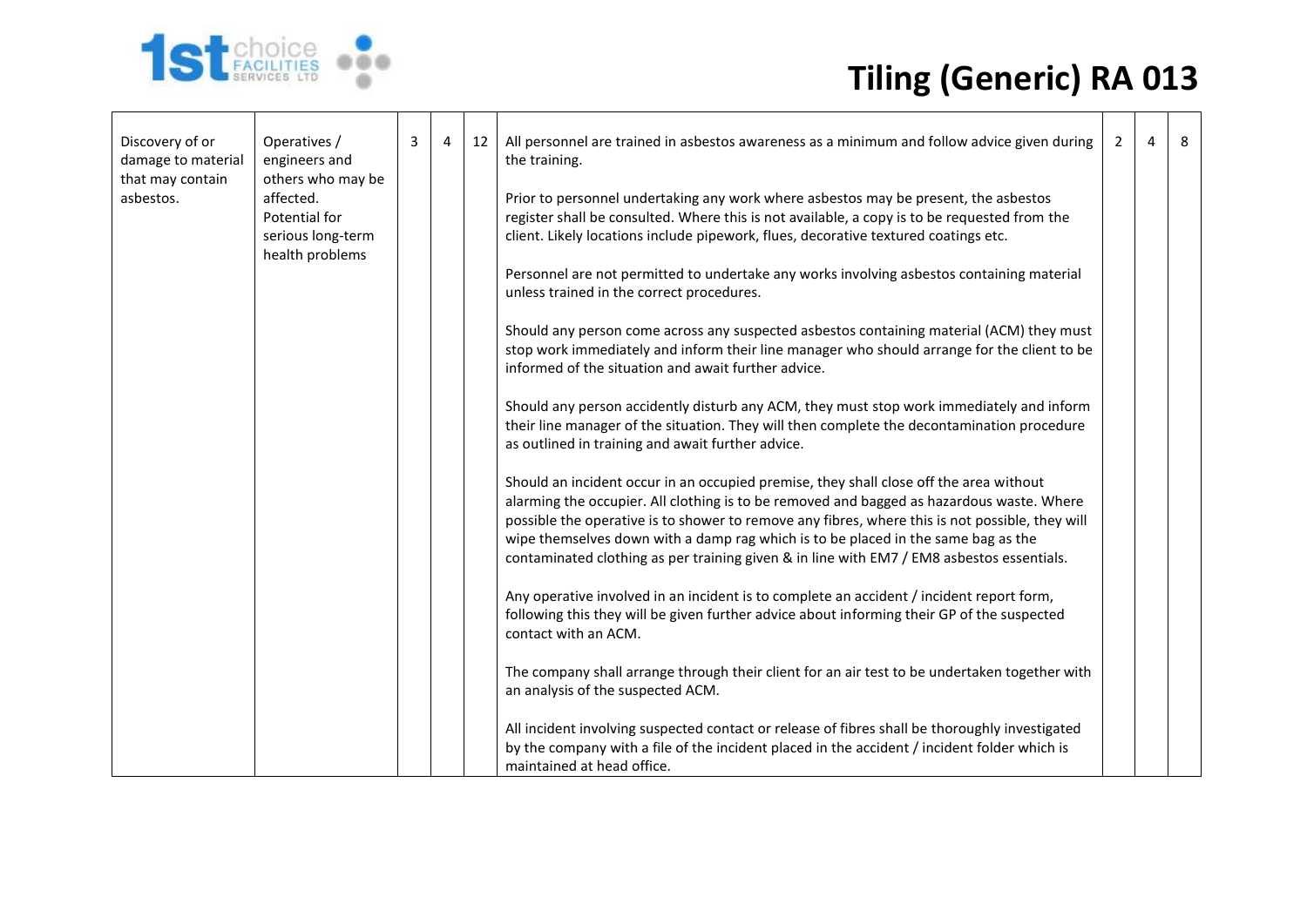# Tiling (Generic) RA 013

| | | | | | | | | |
|---|---|---|---|---|---|---|---|---|
| Discovery of or damage to material that may contain asbestos. | Operatives / engineers and others who may be affected. Potential for serious long-term health problems | 3 | 4 | 12 | All personnel are trained in asbestos awareness as a minimum and follow advice given during the training.<br><br>Prior to personnel undertaking any work where asbestos may be present, the asbestos register shall be consulted. Where this is not available, a copy is to be requested from the client. Likely locations include pipework, flues, decorative textured coatings etc.<br><br>Personnel are not permitted to undertake any works involving asbestos containing material unless trained in the correct procedures.<br><br>Should any person come across any suspected asbestos containing material (ACM) they must stop work immediately and inform their line manager who should arrange for the client to be informed of the situation and await further advice.<br><br>Should any person accidently disturb any ACM, they must stop work immediately and inform their line manager of the situation. They will then complete the decontamination procedure as outlined in training and await further advice.<br><br>Should an incident occur in an occupied premise, they shall close off the area without alarming the occupier. All clothing is to be removed and bagged as hazardous waste. Where possible the operative is to shower to remove any fibres, where this is not possible, they will wipe themselves down with a damp rag which is to be placed in the same bag as the contaminated clothing as per training given & in line with EM7 / EM8 asbestos essentials.<br><br>Any operative involved in an incident is to complete an accident / incident report form, following this they will be given further advice about informing their GP of the suspected contact with an ACM.<br><br>The company shall arrange through their client for an air test to be undertaken together with an analysis of the suspected ACM.<br><br>All incident involving suspected contact or release of fibres shall be thoroughly investigated by the company with a file of the incident placed in the accident / incident folder which is maintained at head office. | 2 | 4 | 8 |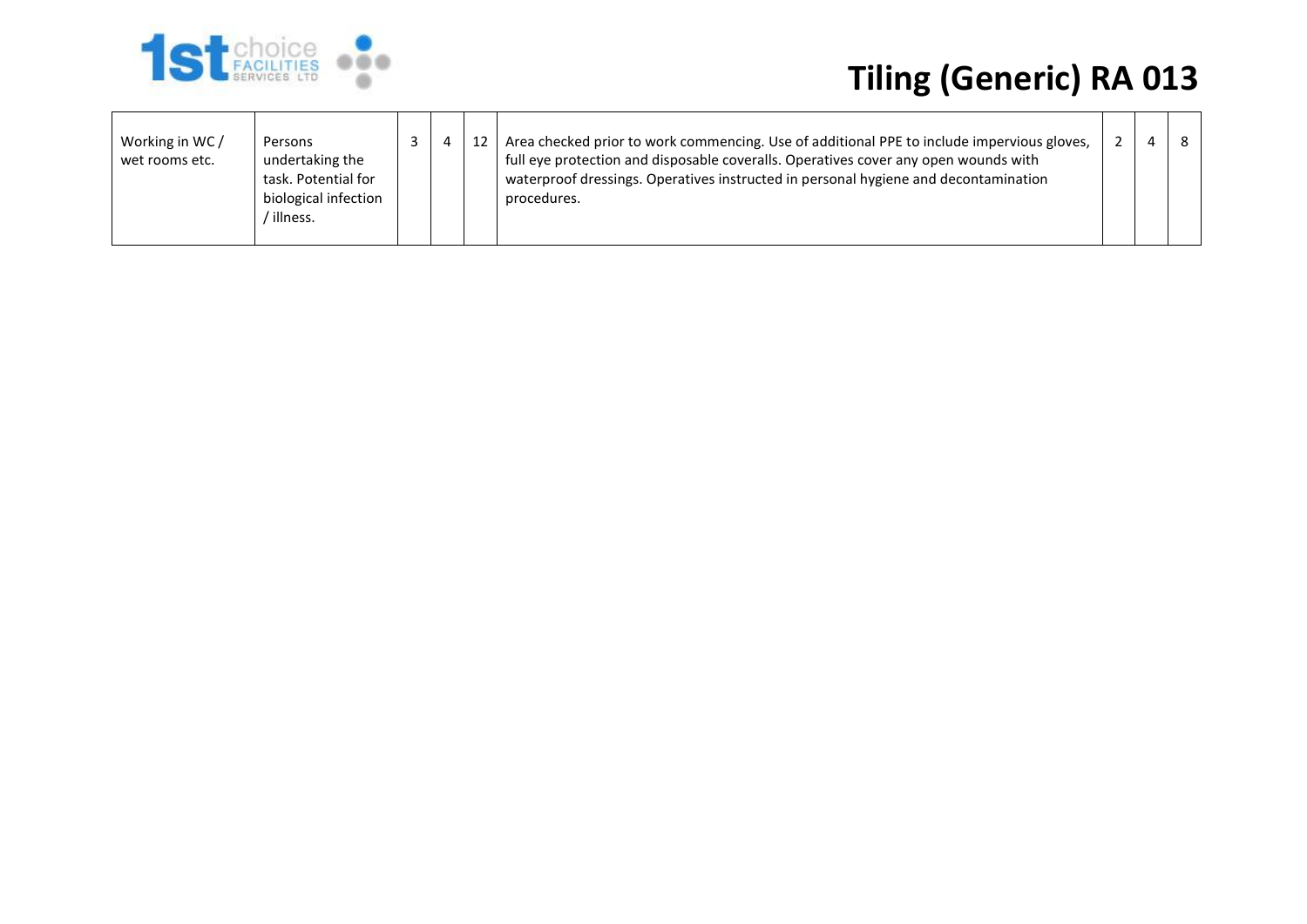# Tiling (Generic) RA 013

| | | | | | | | | |
|---|---|---|---|---|---|---|---|---|
| Working in WC / wet rooms etc. | Persons undertaking the task. Potential for biological infection / illness. | 3 | 4 | 12 | Area checked prior to work commencing. Use of additional PPE to include impervious gloves, full eye protection and disposable coveralls. Operatives cover any open wounds with waterproof dressings. Operatives instructed in personal hygiene and decontamination procedures. | 2 | 4 | 8 |